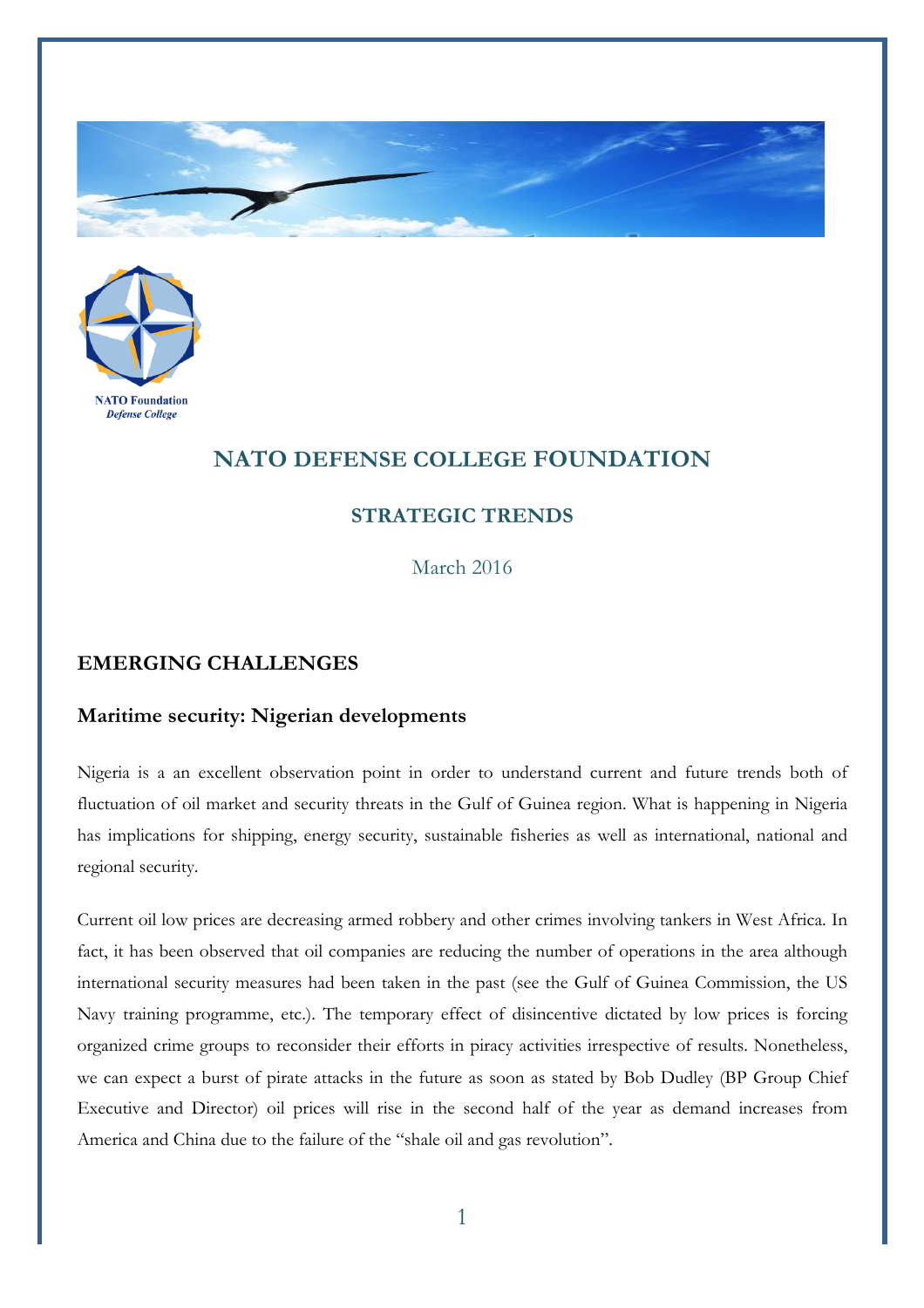NATO Foundation
*Defense College*

# NATO DEFENSE COLLEGE FOUNDATION

## STRATEGIC TRENDS

March 2016

### EMERGING CHALLENGES

#### Maritime security: Nigerian developments

Nigeria is a an excellent observation point in order to understand current and future trends both of fluctuation of oil market and security threats in the Gulf of Guinea region. What is happening in Nigeria has implications for shipping, energy security, sustainable fisheries as well as international, national and regional security.

Current oil low prices are decreasing armed robbery and other crimes involving tankers in West Africa. In fact, it has been observed that oil companies are reducing the number of operations in the area although international security measures had been taken in the past (see the Gulf of Guinea Commission, the US Navy training programme, etc.). The temporary effect of disincentive dictated by low prices is forcing organized crime groups to reconsider their efforts in piracy activities irrespective of results. Nonetheless, we can expect a burst of pirate attacks in the future as soon as stated by Bob Dudley (BP Group Chief Executive and Director) oil prices will rise in the second half of the year as demand increases from America and China due to the failure of the "shale oil and gas revolution".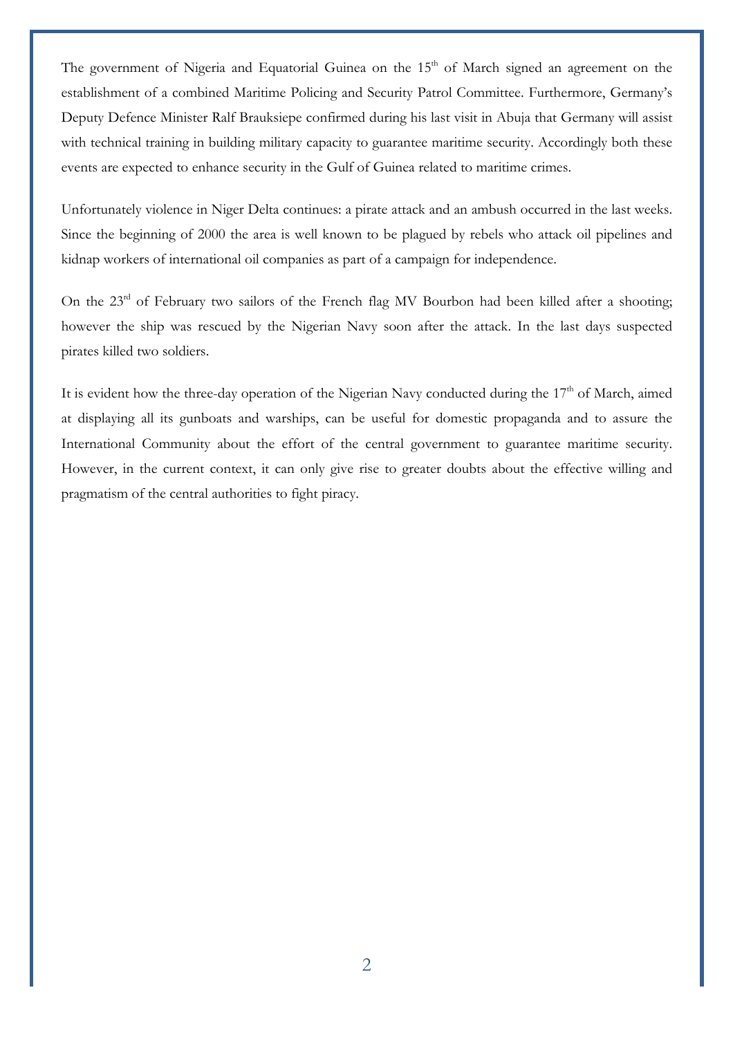The government of Nigeria and Equatorial Guinea on the 15th of March signed an agreement on the establishment of a combined Maritime Policing and Security Patrol Committee. Furthermore, Germany's Deputy Defence Minister Ralf Brauksiepe confirmed during his last visit in Abuja that Germany will assist with technical training in building military capacity to guarantee maritime security. Accordingly both these events are expected to enhance security in the Gulf of Guinea related to maritime crimes.

Unfortunately violence in Niger Delta continues: a pirate attack and an ambush occurred in the last weeks. Since the beginning of 2000 the area is well known to be plagued by rebels who attack oil pipelines and kidnap workers of international oil companies as part of a campaign for independence.

On the 23rd of February two sailors of the French flag MV Bourbon had been killed after a shooting; however the ship was rescued by the Nigerian Navy soon after the attack. In the last days suspected pirates killed two soldiers.

It is evident how the three-day operation of the Nigerian Navy conducted during the 17th of March, aimed at displaying all its gunboats and warships, can be useful for domestic propaganda and to assure the International Community about the effort of the central government to guarantee maritime security. However, in the current context, it can only give rise to greater doubts about the effective willing and pragmatism of the central authorities to fight piracy.